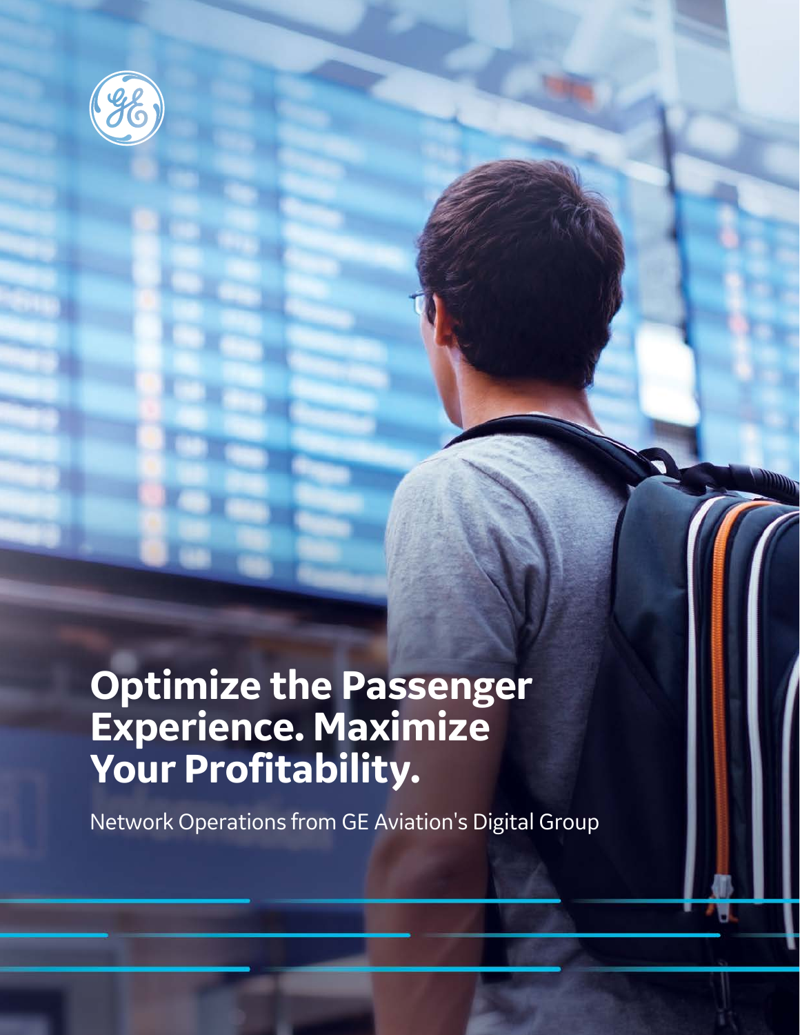# Optimize the Passenger Experience. Maximize Your Profitability.

Network Operations from GE Aviation's Digital Group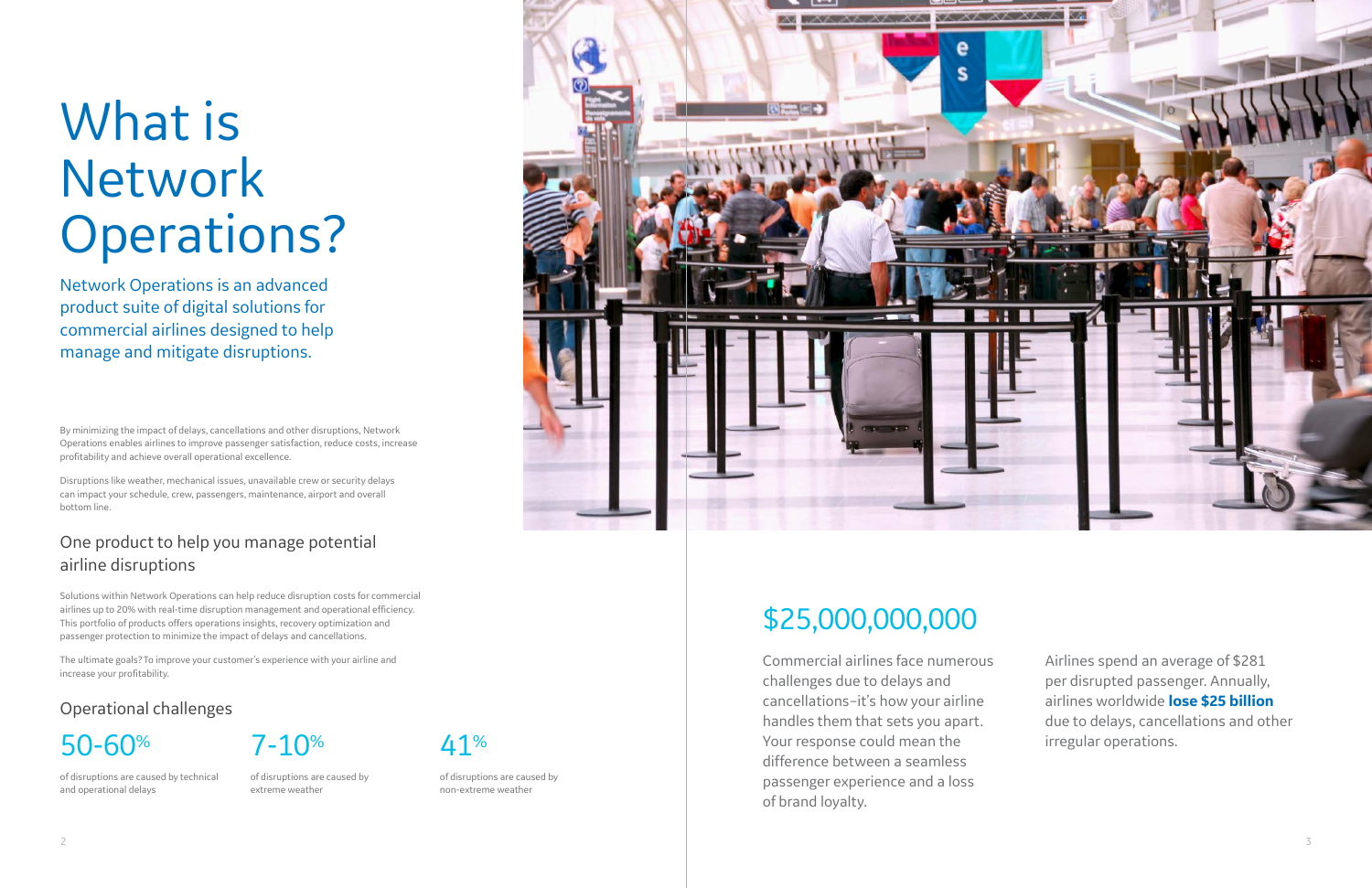# What is Network Operations?

Network Operations is an advanced product suite of digital solutions for commercial airlines designed to help manage and mitigate disruptions.

By minimizing the impact of delays, cancellations and other disruptions, Network Operations enables airlines to improve passenger satisfaction, reduce costs, increase profitability and achieve overall operational excellence.

Disruptions like weather, mechanical issues, unavailable crew or security delays can impact your schedule, crew, passengers, maintenance, airport and overall bottom line.

## One product to help you manage potential airline disruptions

Solutions within Network Operations can help reduce disruption costs for commercial airlines up to 20% with real-time disruption management and operational efficiency. This portfolio of products offers operations insights, recovery optimization and passenger protection to minimize the impact of delays and cancellations.

The ultimate goals? To improve your customer's experience with your airline and increase your profitability.

## Operational challenges

**50-60%**

of disruptions are caused by technical and operational delays

**7-10%**

of disruptions are caused by extreme weather

**41%**

of disruptions are caused by non-extreme weather

## $25,000,000,000

Commercial airlines face numerous challenges due to delays and cancellations–it's how your airline handles them that sets you apart. Your response could mean the difference between a seamless passenger experience and a loss of brand loyalty.

Airlines spend an average of $281 per disrupted passenger. Annually, airlines worldwide **lose $25 billion** due to delays, cancellations and other irregular operations.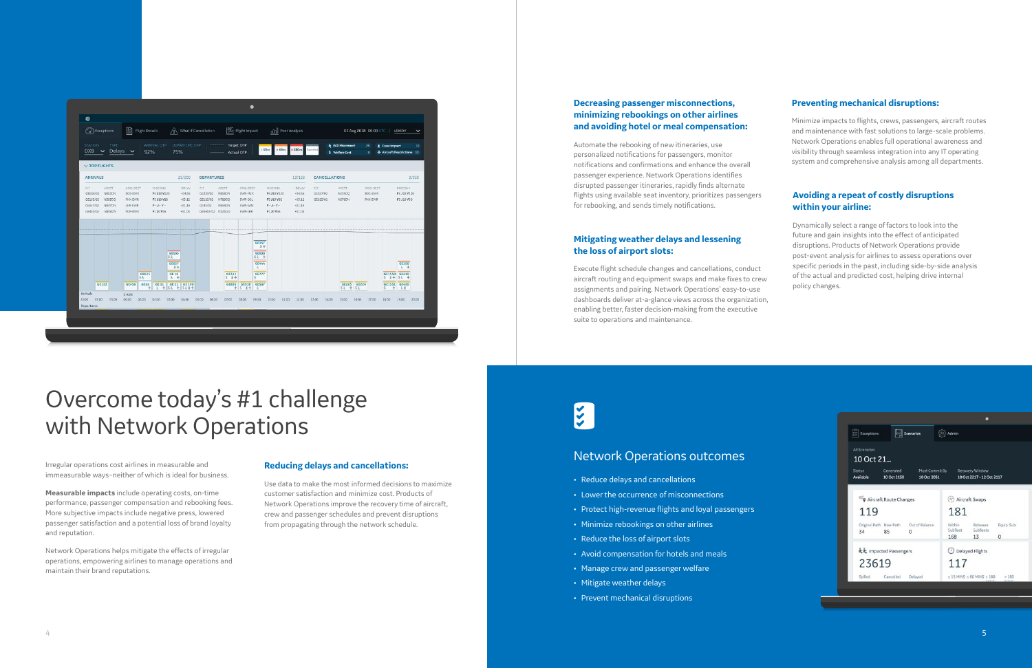# Overcome today's #1 challenge with Network Operations

Irregular operations cost airlines in measurable and immeasurable ways–neither of which is ideal for business.

**Measurable impacts** include operating costs, on-time performance, passenger compensation and rebooking fees. More subjective impacts include negative press, lowered passenger satisfaction and a potential loss of brand loyalty and reputation.

Network Operations helps mitigate the effects of irregular operations, empowering airlines to manage operations and maintain their brand reputations.

### Reducing delays and cancellations:

Use data to make the most informed decisions to maximize customer satisfaction and minimize cost. Products of Network Operations improve the recovery time of aircraft, crew and passenger schedules and prevent disruptions from propagating through the network schedule.

### Decreasing passenger misconnections, minimizing rebookings on other airlines and avoiding hotel or meal compensation:

Automate the rebooking of new itineraries, use personalized notifications for passengers, monitor notifications and confirmations and enhance the overall passenger experience. Network Operations identifies disrupted passenger itineraries, rapidly finds alternate flights using available seat inventory, prioritizes passengers for rebooking, and sends timely notifications.

### Mitigating weather delays and lessening the loss of airport slots:

Execute flight schedule changes and cancellations, conduct aircraft routing and equipment swaps and make fixes to crew assignments and pairing. Network Operations' easy-to-use dashboards deliver at-a-glance views across the organization, enabling better, faster decision-making from the executive suite to operations and maintenance.

### Preventing mechanical disruptions:

Minimize impacts to flights, crews, passengers, aircraft routes and maintenance with fast solutions to large-scale problems. Network Operations enables full operational awareness and visibility through seamless integration into any IT operating system and comprehensive analysis among all departments.

### Avoiding a repeat of costly disruptions within your airline:

Dynamically select a range of factors to look into the future and gain insights into the effect of anticipated disruptions. Products of Network Operations provide post-event analysis for airlines to assess operations over specific periods in the past, including side-by-side analysis of the actual and predicted cost, helping drive internal policy changes.

## Network Operations outcomes

- Reduce delays and cancellations
- Lower the occurrence of misconnections
- Protect high-revenue flights and loyal passengers
- Minimize rebookings on other airlines
- Reduce the loss of airport slots
- Avoid compensation for hotels and meals
- Manage crew and passenger welfare
- Mitigate weather delays
- Prevent mechanical disruptions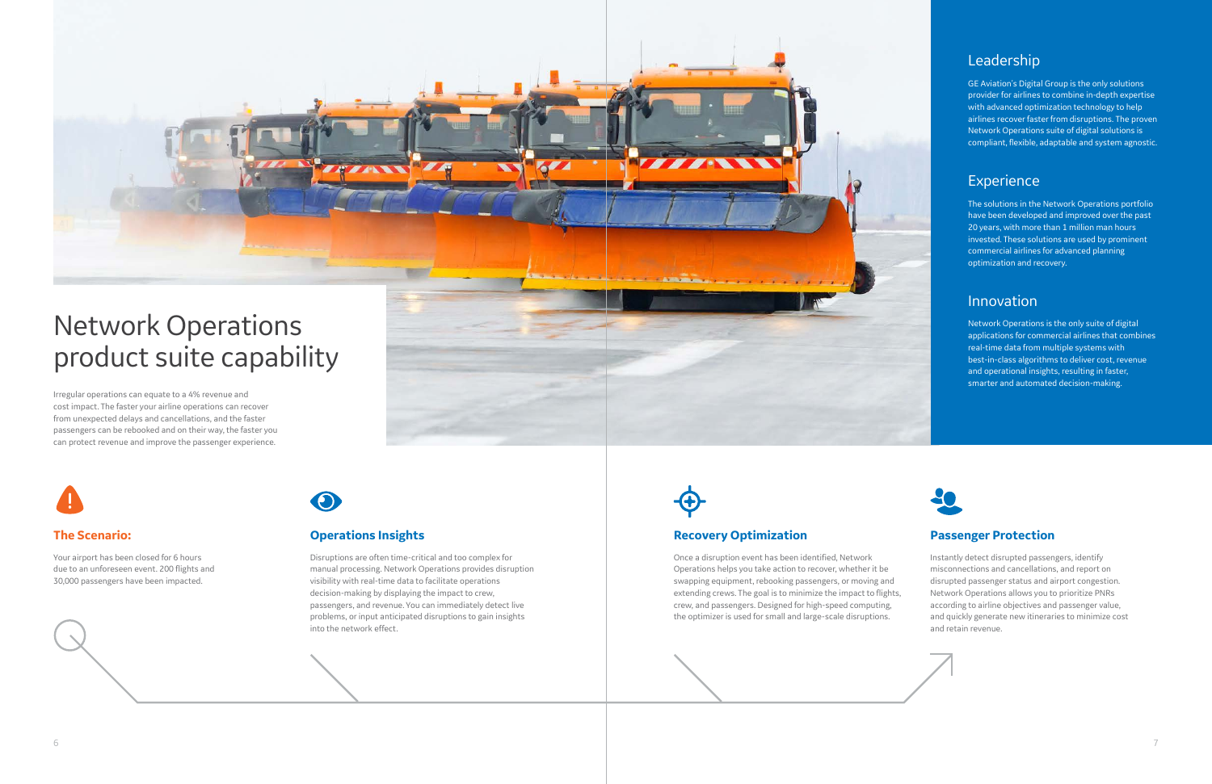# Network Operations product suite capability

Irregular operations can equate to a 4% revenue and cost impact. The faster your airline operations can recover from unexpected delays and cancellations, and the faster passengers can be rebooked and on their way, the faster you can protect revenue and improve the passenger experience.

## Leadership

GE Aviation's Digital Group is the only solutions provider for airlines to combine in-depth expertise with advanced optimization technology to help airlines recover faster from disruptions. The proven Network Operations suite of digital solutions is compliant, flexible, adaptable and system agnostic.

## Experience

The solutions in the Network Operations portfolio have been developed and improved over the past 20 years, with more than 1 million man hours invested. These solutions are used by prominent commercial airlines for advanced planning optimization and recovery.

## Innovation

Network Operations is the only suite of digital applications for commercial airlines that combines real-time data from multiple systems with best-in-class algorithms to deliver cost, revenue and operational insights, resulting in faster, smarter and automated decision-making.

### The Scenario:

Your airport has been closed for 6 hours due to an unforeseen event. 200 flights and 30,000 passengers have been impacted.

### Operations Insights

Disruptions are often time-critical and too complex for manual processing. Network Operations provides disruption visibility with real-time data to facilitate operations decision-making by displaying the impact to crew, passengers, and revenue. You can immediately detect live problems, or input anticipated disruptions to gain insights into the network effect.

### Recovery Optimization

Once a disruption event has been identified, Network Operations helps you take action to recover, whether it be swapping equipment, rebooking passengers, or moving and extending crews. The goal is to minimize the impact to flights, crew, and passengers. Designed for high-speed computing, the optimizer is used for small and large-scale disruptions.

### Passenger Protection

Instantly detect disrupted passengers, identify misconnections and cancellations, and report on disrupted passenger status and airport congestion. Network Operations allows you to prioritize PNRs according to airline objectives and passenger value, and quickly generate new itineraries to minimize cost and retain revenue.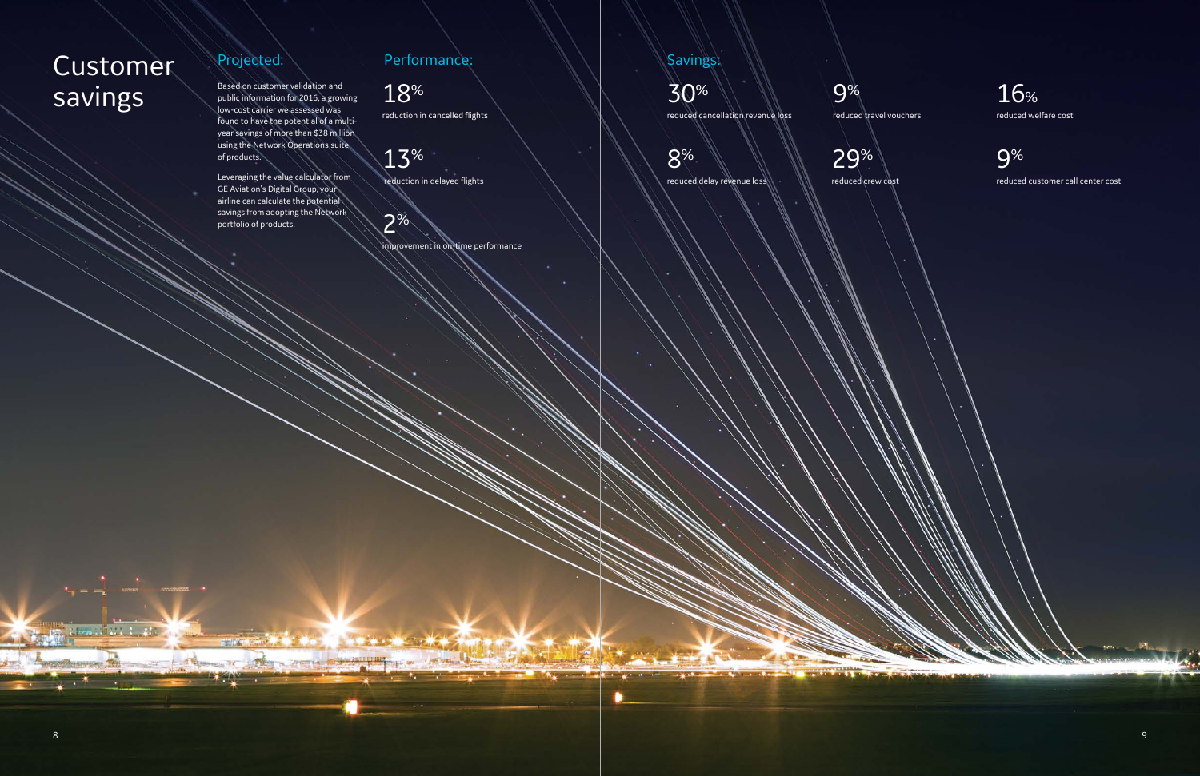# Customer savings

## Projected:

Based on customer validation and public information for 2016, a growing low-cost carrier we assessed was found to have the potential of a multi-year savings of more than $38 million using the Network Operations suite of products.

Leveraging the value calculator from GE Aviation's Digital Group, your airline can calculate the potential savings from adopting the Network portfolio of products.

## Performance:

**18%**
reduction in cancelled flights

**13%**
reduction in delayed flights

**2%**
improvement in on-time performance

## Savings:

**30%**
reduced cancellation revenue loss

**8%**
reduced delay revenue loss

**9%**
reduced travel vouchers

**29%**
reduced crew cost

**16%**
reduced welfare cost

**9%**
reduced customer call center cost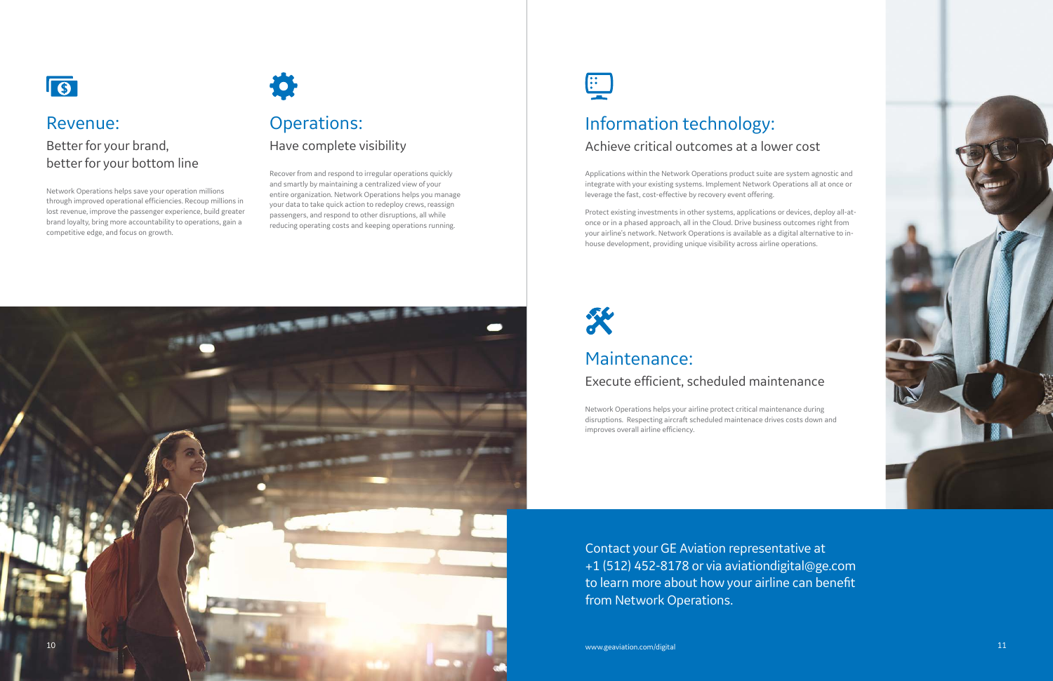## Revenue:

### Better for your brand, better for your bottom line

Network Operations helps save your operation millions through improved operational efficiencies. Recoup millions in lost revenue, improve the passenger experience, build greater brand loyalty, bring more accountability to operations, gain a competitive edge, and focus on growth.

## Operations:

### Have complete visibility

Recover from and respond to irregular operations quickly and smartly by maintaining a centralized view of your entire organization. Network Operations helps you manage your data to take quick action to redeploy crews, reassign passengers, and respond to other disruptions, all while reducing operating costs and keeping operations running.

## Information technology:

### Achieve critical outcomes at a lower cost

Applications within the Network Operations product suite are system agnostic and integrate with your existing systems. Implement Network Operations all at once or leverage the fast, cost-effective by recovery event offering.

Protect existing investments in other systems, applications or devices, deploy all-at-once or in a phased approach, all in the Cloud. Drive business outcomes right from your airline's network. Network Operations is available as a digital alternative to in-house development, providing unique visibility across airline operations.

## Maintenance:

### Execute efficient, scheduled maintenance

Network Operations helps your airline protect critical maintenance during disruptions. Respecting aircraft scheduled maintenace drives costs down and improves overall airline efficiency.

Contact your GE Aviation representative at +1 (512) 452-8178 or via aviationdigital@ge.com to learn more about how your airline can benefit from Network Operations.

www.geaviation.com/digital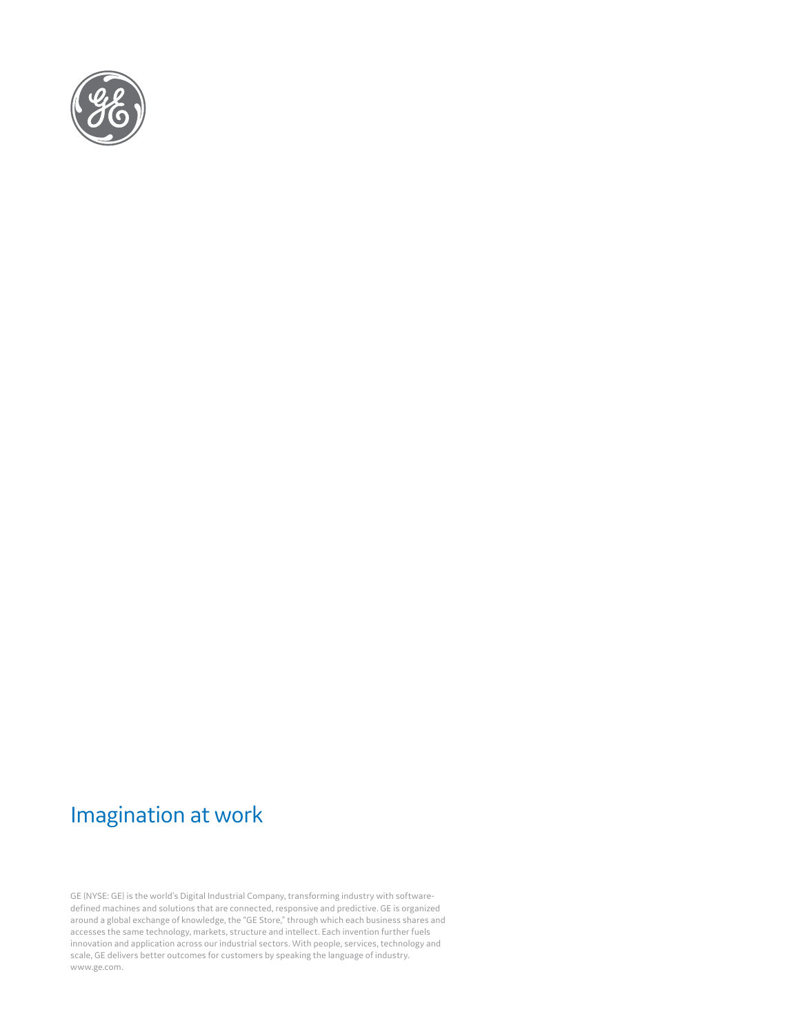Imagination at work

GE (NYSE: GE) is the world's Digital Industrial Company, transforming industry with software-defined machines and solutions that are connected, responsive and predictive. GE is organized around a global exchange of knowledge, the "GE Store," through which each business shares and accesses the same technology, markets, structure and intellect. Each invention further fuels innovation and application across our industrial sectors. With people, services, technology and scale, GE delivers better outcomes for customers by speaking the language of industry. www.ge.com.